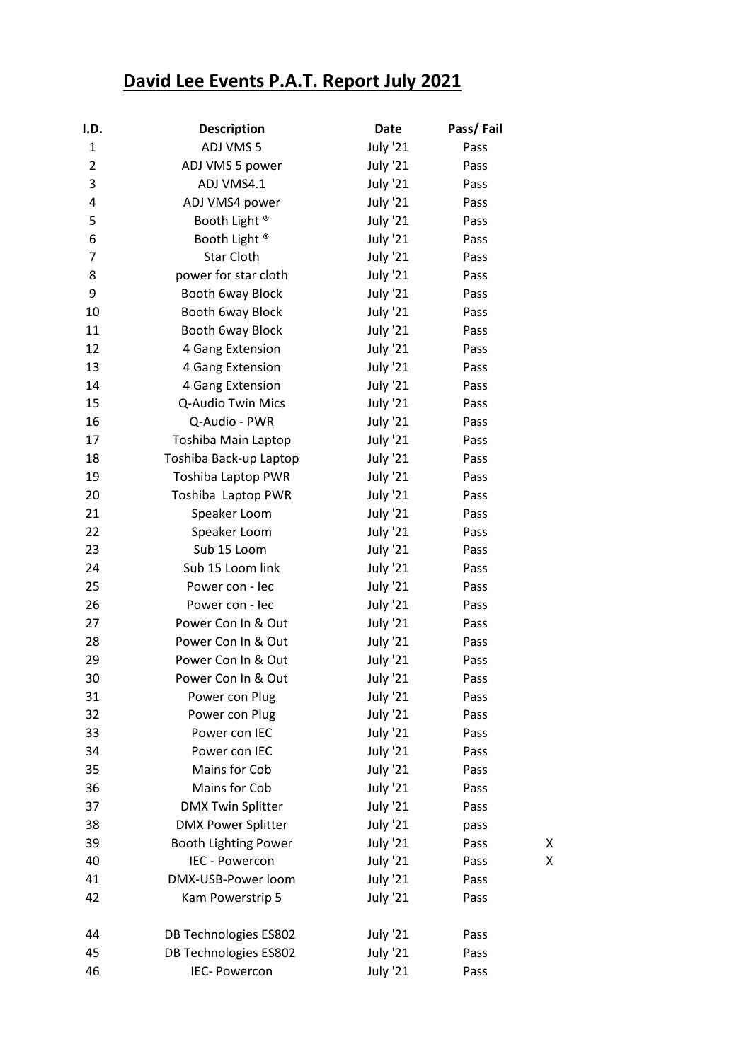# David Lee Events P.A.T. Report July 2021

| I.D. | Description | Date | Pass/ Fail | |
|---|---|---|---|---|
| 1 | ADJ VMS 5 | July '21 | Pass | |
| 2 | ADJ VMS 5 power | July '21 | Pass | |
| 3 | ADJ VMS4.1 | July '21 | Pass | |
| 4 | ADJ VMS4 power | July '21 | Pass | |
| 5 | Booth Light ® | July '21 | Pass | |
| 6 | Booth Light ® | July '21 | Pass | |
| 7 | Star Cloth | July '21 | Pass | |
| 8 | power for star cloth | July '21 | Pass | |
| 9 | Booth 6way Block | July '21 | Pass | |
| 10 | Booth 6way Block | July '21 | Pass | |
| 11 | Booth 6way Block | July '21 | Pass | |
| 12 | 4 Gang Extension | July '21 | Pass | |
| 13 | 4 Gang Extension | July '21 | Pass | |
| 14 | 4 Gang Extension | July '21 | Pass | |
| 15 | Q-Audio Twin Mics | July '21 | Pass | |
| 16 | Q-Audio - PWR | July '21 | Pass | |
| 17 | Toshiba Main Laptop | July '21 | Pass | |
| 18 | Toshiba Back-up Laptop | July '21 | Pass | |
| 19 | Toshiba Laptop PWR | July '21 | Pass | |
| 20 | Toshiba  Laptop PWR | July '21 | Pass | |
| 21 | Speaker Loom | July '21 | Pass | |
| 22 | Speaker Loom | July '21 | Pass | |
| 23 | Sub 15 Loom | July '21 | Pass | |
| 24 | Sub 15 Loom link | July '21 | Pass | |
| 25 | Power con - Iec | July '21 | Pass | |
| 26 | Power con - Iec | July '21 | Pass | |
| 27 | Power Con In & Out | July '21 | Pass | |
| 28 | Power Con In & Out | July '21 | Pass | |
| 29 | Power Con In & Out | July '21 | Pass | |
| 30 | Power Con In & Out | July '21 | Pass | |
| 31 | Power con Plug | July '21 | Pass | |
| 32 | Power con Plug | July '21 | Pass | |
| 33 | Power con IEC | July '21 | Pass | |
| 34 | Power con IEC | July '21 | Pass | |
| 35 | Mains for Cob | July '21 | Pass | |
| 36 | Mains for Cob | July '21 | Pass | |
| 37 | DMX Twin Splitter | July '21 | Pass | |
| 38 | DMX Power Splitter | July '21 | pass | |
| 39 | Booth Lighting Power | July '21 | Pass | X |
| 40 | IEC - Powercon | July '21 | Pass | X |
| 41 | DMX-USB-Power loom | July '21 | Pass | |
| 42 | Kam Powerstrip 5 | July '21 | Pass | |
| | | | | |
| 44 | DB Technologies ES802 | July '21 | Pass | |
| 45 | DB Technologies ES802 | July '21 | Pass | |
| 46 | IEC- Powercon | July '21 | Pass | |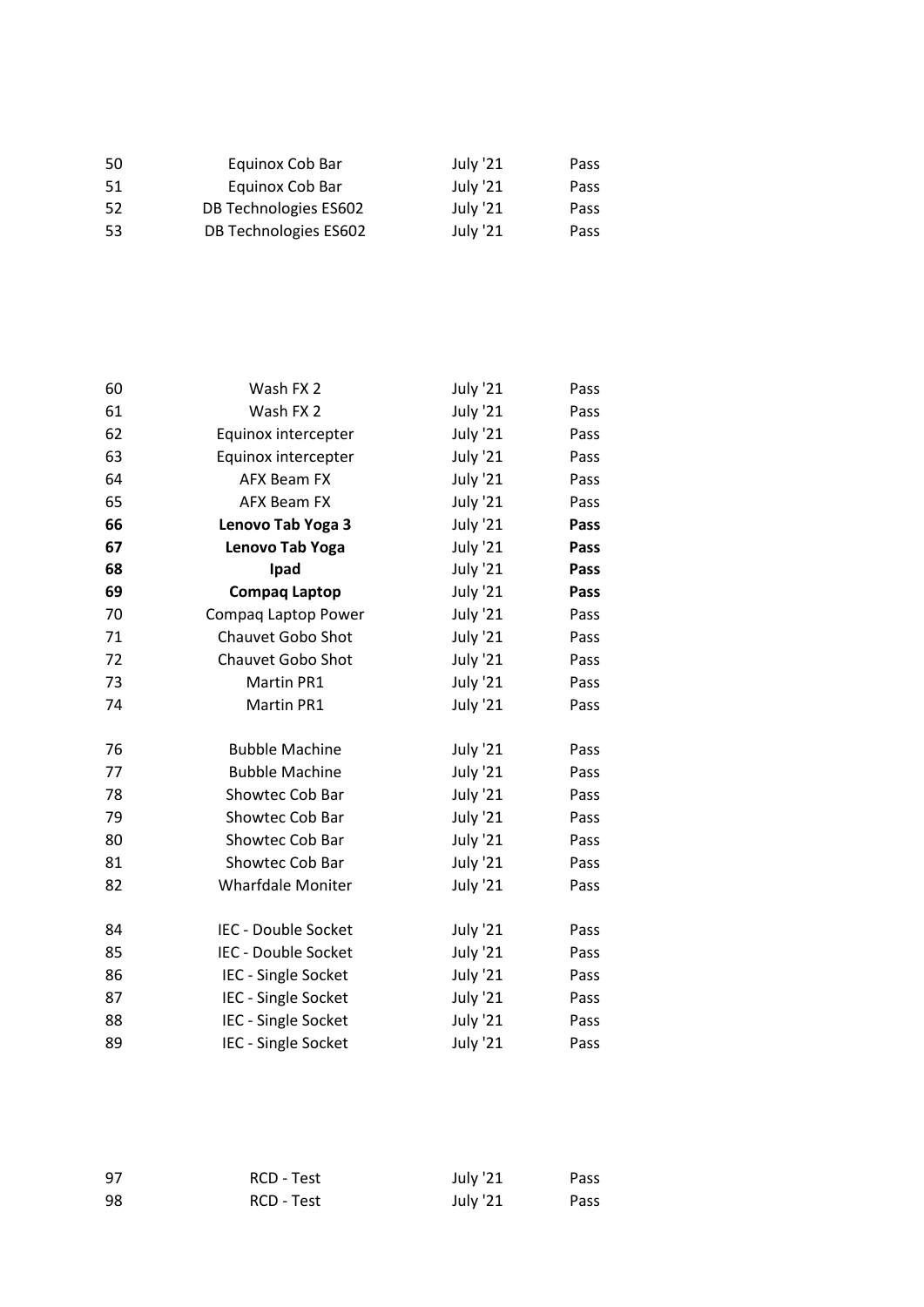| | | | |
|---|---|---|---|
| 50 | Equinox Cob Bar | July '21 | Pass |
| 51 | Equinox Cob Bar | July '21 | Pass |
| 52 | DB Technologies ES602 | July '21 | Pass |
| 53 | DB Technologies ES602 | July '21 | Pass |
| 60 | Wash FX 2 | July '21 | Pass |
| 61 | Wash FX 2 | July '21 | Pass |
| 62 | Equinox intercepter | July '21 | Pass |
| 63 | Equinox intercepter | July '21 | Pass |
| 64 | AFX Beam FX | July '21 | Pass |
| 65 | AFX Beam FX | July '21 | Pass |
| **66** | **Lenovo Tab Yoga 3** | July '21 | **Pass** |
| **67** | **Lenovo Tab Yoga** | July '21 | **Pass** |
| **68** | **Ipad** | July '21 | **Pass** |
| **69** | **Compaq Laptop** | July '21 | **Pass** |
| 70 | Compaq Laptop Power | July '21 | Pass |
| 71 | Chauvet Gobo Shot | July '21 | Pass |
| 72 | Chauvet Gobo Shot | July '21 | Pass |
| 73 | Martin PR1 | July '21 | Pass |
| 74 | Martin PR1 | July '21 | Pass |
| 76 | Bubble Machine | July '21 | Pass |
| 77 | Bubble Machine | July '21 | Pass |
| 78 | Showtec Cob Bar | July '21 | Pass |
| 79 | Showtec Cob Bar | July '21 | Pass |
| 80 | Showtec Cob Bar | July '21 | Pass |
| 81 | Showtec Cob Bar | July '21 | Pass |
| 82 | Wharfdale Moniter | July '21 | Pass |
| 84 | IEC - Double Socket | July '21 | Pass |
| 85 | IEC - Double Socket | July '21 | Pass |
| 86 | IEC - Single Socket | July '21 | Pass |
| 87 | IEC - Single Socket | July '21 | Pass |
| 88 | IEC - Single Socket | July '21 | Pass |
| 89 | IEC - Single Socket | July '21 | Pass |
| 97 | RCD - Test | July '21 | Pass |
| 98 | RCD - Test | July '21 | Pass |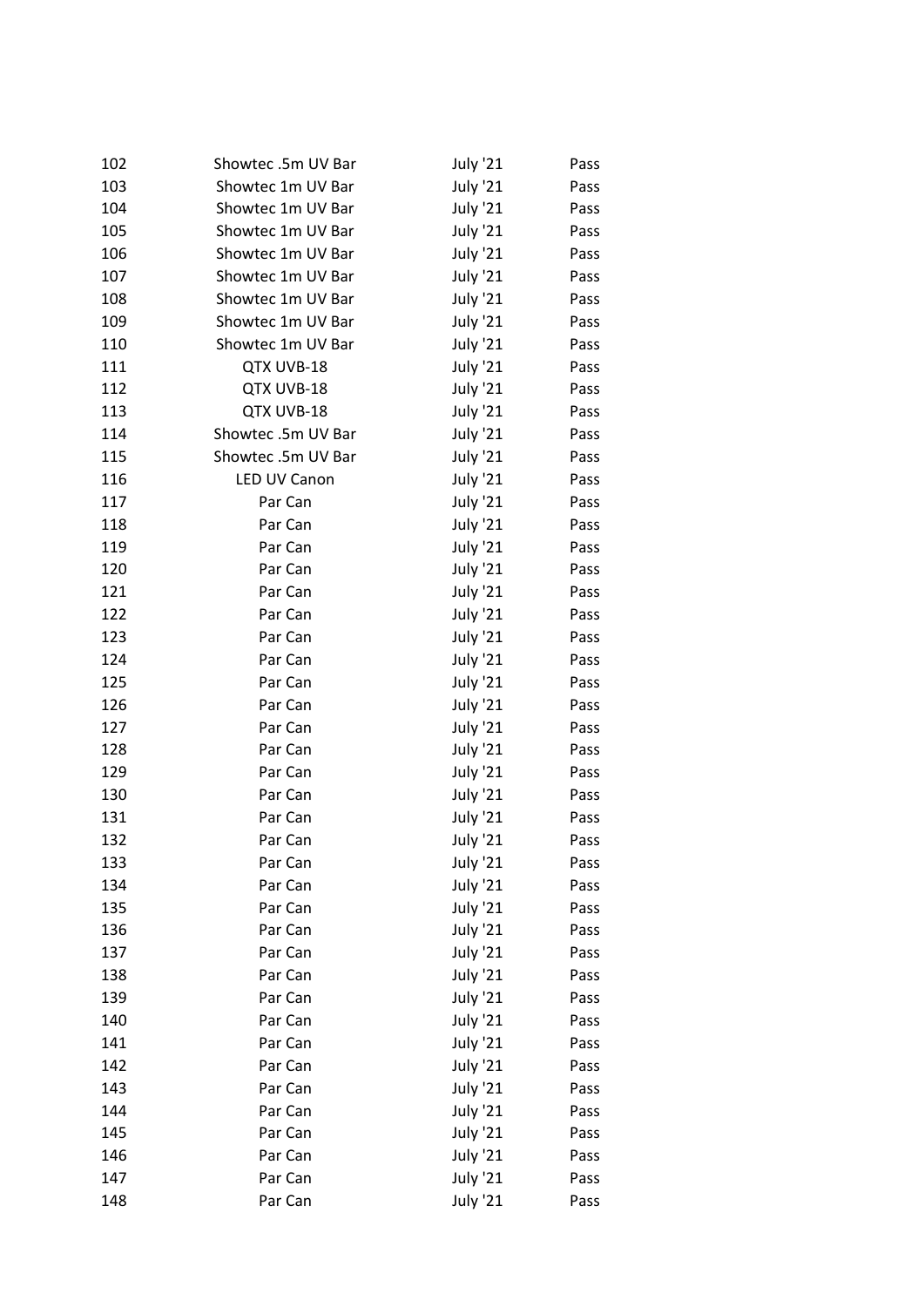| | | | |
|---|---|---|---|
| 102 | Showtec .5m UV Bar | July '21 | Pass |
| 103 | Showtec 1m UV Bar | July '21 | Pass |
| 104 | Showtec 1m UV Bar | July '21 | Pass |
| 105 | Showtec 1m UV Bar | July '21 | Pass |
| 106 | Showtec 1m UV Bar | July '21 | Pass |
| 107 | Showtec 1m UV Bar | July '21 | Pass |
| 108 | Showtec 1m UV Bar | July '21 | Pass |
| 109 | Showtec 1m UV Bar | July '21 | Pass |
| 110 | Showtec 1m UV Bar | July '21 | Pass |
| 111 | QTX UVB-18 | July '21 | Pass |
| 112 | QTX UVB-18 | July '21 | Pass |
| 113 | QTX UVB-18 | July '21 | Pass |
| 114 | Showtec .5m UV Bar | July '21 | Pass |
| 115 | Showtec .5m UV Bar | July '21 | Pass |
| 116 | LED UV Canon | July '21 | Pass |
| 117 | Par Can | July '21 | Pass |
| 118 | Par Can | July '21 | Pass |
| 119 | Par Can | July '21 | Pass |
| 120 | Par Can | July '21 | Pass |
| 121 | Par Can | July '21 | Pass |
| 122 | Par Can | July '21 | Pass |
| 123 | Par Can | July '21 | Pass |
| 124 | Par Can | July '21 | Pass |
| 125 | Par Can | July '21 | Pass |
| 126 | Par Can | July '21 | Pass |
| 127 | Par Can | July '21 | Pass |
| 128 | Par Can | July '21 | Pass |
| 129 | Par Can | July '21 | Pass |
| 130 | Par Can | July '21 | Pass |
| 131 | Par Can | July '21 | Pass |
| 132 | Par Can | July '21 | Pass |
| 133 | Par Can | July '21 | Pass |
| 134 | Par Can | July '21 | Pass |
| 135 | Par Can | July '21 | Pass |
| 136 | Par Can | July '21 | Pass |
| 137 | Par Can | July '21 | Pass |
| 138 | Par Can | July '21 | Pass |
| 139 | Par Can | July '21 | Pass |
| 140 | Par Can | July '21 | Pass |
| 141 | Par Can | July '21 | Pass |
| 142 | Par Can | July '21 | Pass |
| 143 | Par Can | July '21 | Pass |
| 144 | Par Can | July '21 | Pass |
| 145 | Par Can | July '21 | Pass |
| 146 | Par Can | July '21 | Pass |
| 147 | Par Can | July '21 | Pass |
| 148 | Par Can | July '21 | Pass |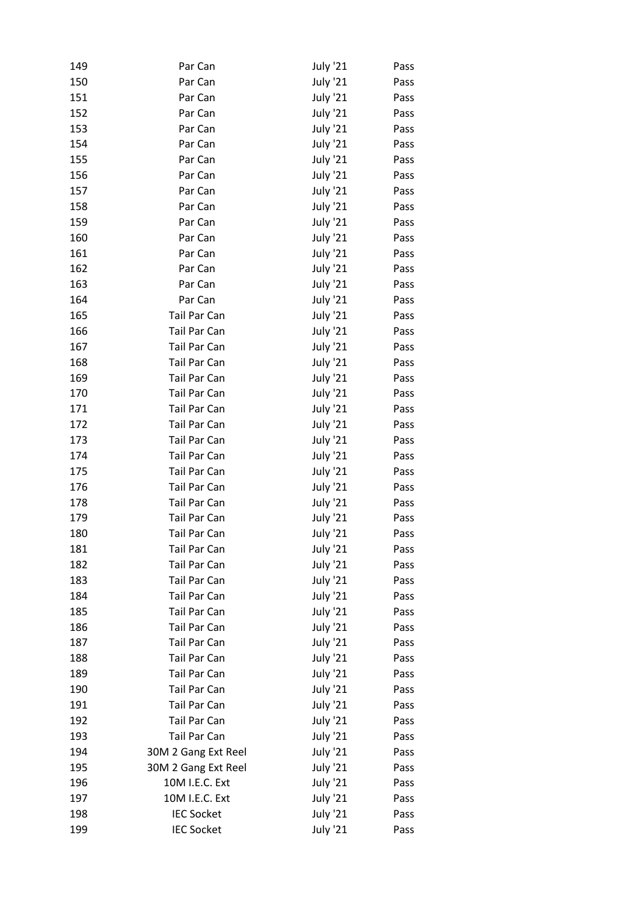| | | | |
|---|---|---|---|
| 149 | Par Can | July '21 | Pass |
| 150 | Par Can | July '21 | Pass |
| 151 | Par Can | July '21 | Pass |
| 152 | Par Can | July '21 | Pass |
| 153 | Par Can | July '21 | Pass |
| 154 | Par Can | July '21 | Pass |
| 155 | Par Can | July '21 | Pass |
| 156 | Par Can | July '21 | Pass |
| 157 | Par Can | July '21 | Pass |
| 158 | Par Can | July '21 | Pass |
| 159 | Par Can | July '21 | Pass |
| 160 | Par Can | July '21 | Pass |
| 161 | Par Can | July '21 | Pass |
| 162 | Par Can | July '21 | Pass |
| 163 | Par Can | July '21 | Pass |
| 164 | Par Can | July '21 | Pass |
| 165 | Tail Par Can | July '21 | Pass |
| 166 | Tail Par Can | July '21 | Pass |
| 167 | Tail Par Can | July '21 | Pass |
| 168 | Tail Par Can | July '21 | Pass |
| 169 | Tail Par Can | July '21 | Pass |
| 170 | Tail Par Can | July '21 | Pass |
| 171 | Tail Par Can | July '21 | Pass |
| 172 | Tail Par Can | July '21 | Pass |
| 173 | Tail Par Can | July '21 | Pass |
| 174 | Tail Par Can | July '21 | Pass |
| 175 | Tail Par Can | July '21 | Pass |
| 176 | Tail Par Can | July '21 | Pass |
| 178 | Tail Par Can | July '21 | Pass |
| 179 | Tail Par Can | July '21 | Pass |
| 180 | Tail Par Can | July '21 | Pass |
| 181 | Tail Par Can | July '21 | Pass |
| 182 | Tail Par Can | July '21 | Pass |
| 183 | Tail Par Can | July '21 | Pass |
| 184 | Tail Par Can | July '21 | Pass |
| 185 | Tail Par Can | July '21 | Pass |
| 186 | Tail Par Can | July '21 | Pass |
| 187 | Tail Par Can | July '21 | Pass |
| 188 | Tail Par Can | July '21 | Pass |
| 189 | Tail Par Can | July '21 | Pass |
| 190 | Tail Par Can | July '21 | Pass |
| 191 | Tail Par Can | July '21 | Pass |
| 192 | Tail Par Can | July '21 | Pass |
| 193 | Tail Par Can | July '21 | Pass |
| 194 | 30M 2 Gang Ext Reel | July '21 | Pass |
| 195 | 30M 2 Gang Ext Reel | July '21 | Pass |
| 196 | 10M I.E.C. Ext | July '21 | Pass |
| 197 | 10M I.E.C. Ext | July '21 | Pass |
| 198 | IEC Socket | July '21 | Pass |
| 199 | IEC Socket | July '21 | Pass |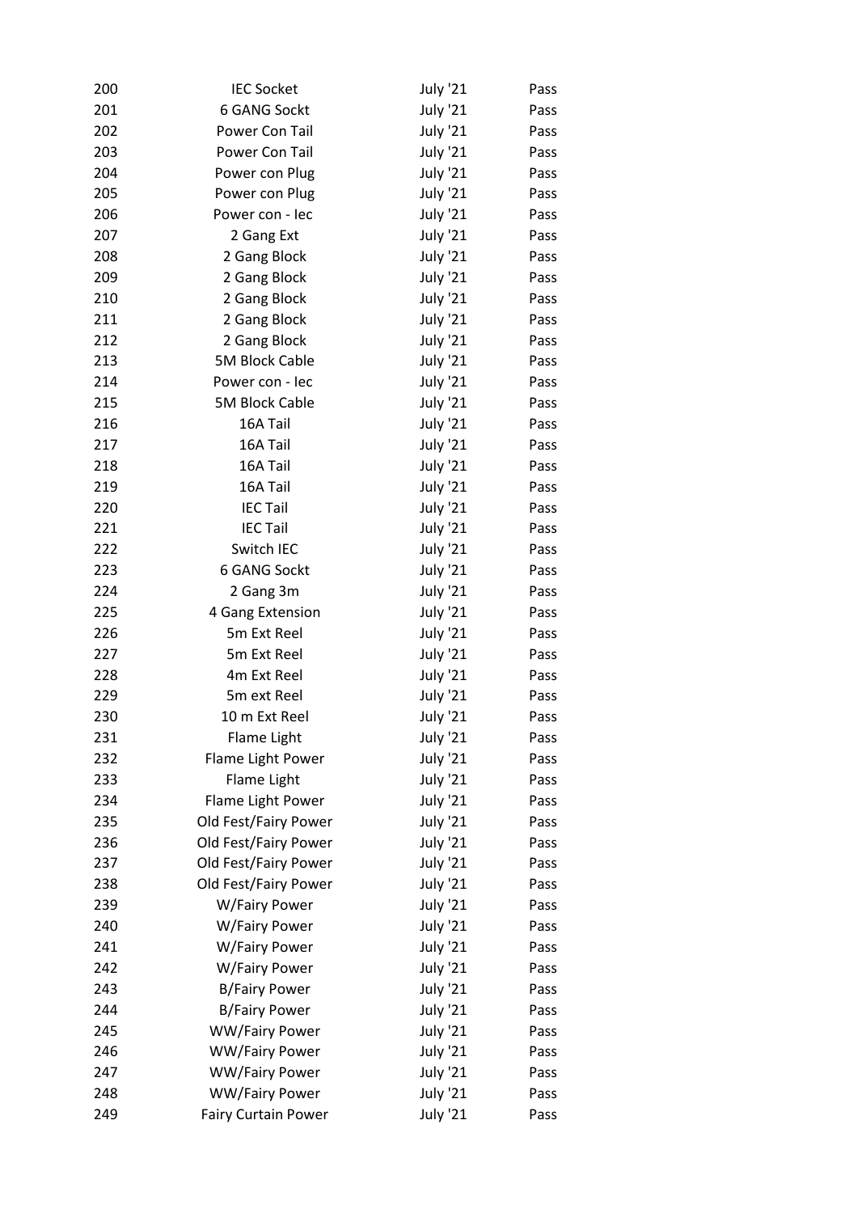| | | | |
|---|---|---|---|
| 200 | IEC Socket | July '21 | Pass |
| 201 | 6 GANG Sockt | July '21 | Pass |
| 202 | Power Con Tail | July '21 | Pass |
| 203 | Power Con Tail | July '21 | Pass |
| 204 | Power con Plug | July '21 | Pass |
| 205 | Power con Plug | July '21 | Pass |
| 206 | Power con - Iec | July '21 | Pass |
| 207 | 2 Gang Ext | July '21 | Pass |
| 208 | 2 Gang Block | July '21 | Pass |
| 209 | 2 Gang Block | July '21 | Pass |
| 210 | 2 Gang Block | July '21 | Pass |
| 211 | 2 Gang Block | July '21 | Pass |
| 212 | 2 Gang Block | July '21 | Pass |
| 213 | 5M Block Cable | July '21 | Pass |
| 214 | Power con - Iec | July '21 | Pass |
| 215 | 5M Block Cable | July '21 | Pass |
| 216 | 16A Tail | July '21 | Pass |
| 217 | 16A Tail | July '21 | Pass |
| 218 | 16A Tail | July '21 | Pass |
| 219 | 16A Tail | July '21 | Pass |
| 220 | IEC Tail | July '21 | Pass |
| 221 | IEC Tail | July '21 | Pass |
| 222 | Switch IEC | July '21 | Pass |
| 223 | 6 GANG Sockt | July '21 | Pass |
| 224 | 2 Gang 3m | July '21 | Pass |
| 225 | 4 Gang Extension | July '21 | Pass |
| 226 | 5m Ext Reel | July '21 | Pass |
| 227 | 5m Ext Reel | July '21 | Pass |
| 228 | 4m Ext Reel | July '21 | Pass |
| 229 | 5m ext Reel | July '21 | Pass |
| 230 | 10 m Ext Reel | July '21 | Pass |
| 231 | Flame Light | July '21 | Pass |
| 232 | Flame Light Power | July '21 | Pass |
| 233 | Flame Light | July '21 | Pass |
| 234 | Flame Light Power | July '21 | Pass |
| 235 | Old Fest/Fairy Power | July '21 | Pass |
| 236 | Old Fest/Fairy Power | July '21 | Pass |
| 237 | Old Fest/Fairy Power | July '21 | Pass |
| 238 | Old Fest/Fairy Power | July '21 | Pass |
| 239 | W/Fairy Power | July '21 | Pass |
| 240 | W/Fairy Power | July '21 | Pass |
| 241 | W/Fairy Power | July '21 | Pass |
| 242 | W/Fairy Power | July '21 | Pass |
| 243 | B/Fairy Power | July '21 | Pass |
| 244 | B/Fairy Power | July '21 | Pass |
| 245 | WW/Fairy Power | July '21 | Pass |
| 246 | WW/Fairy Power | July '21 | Pass |
| 247 | WW/Fairy Power | July '21 | Pass |
| 248 | WW/Fairy Power | July '21 | Pass |
| 249 | Fairy Curtain Power | July '21 | Pass |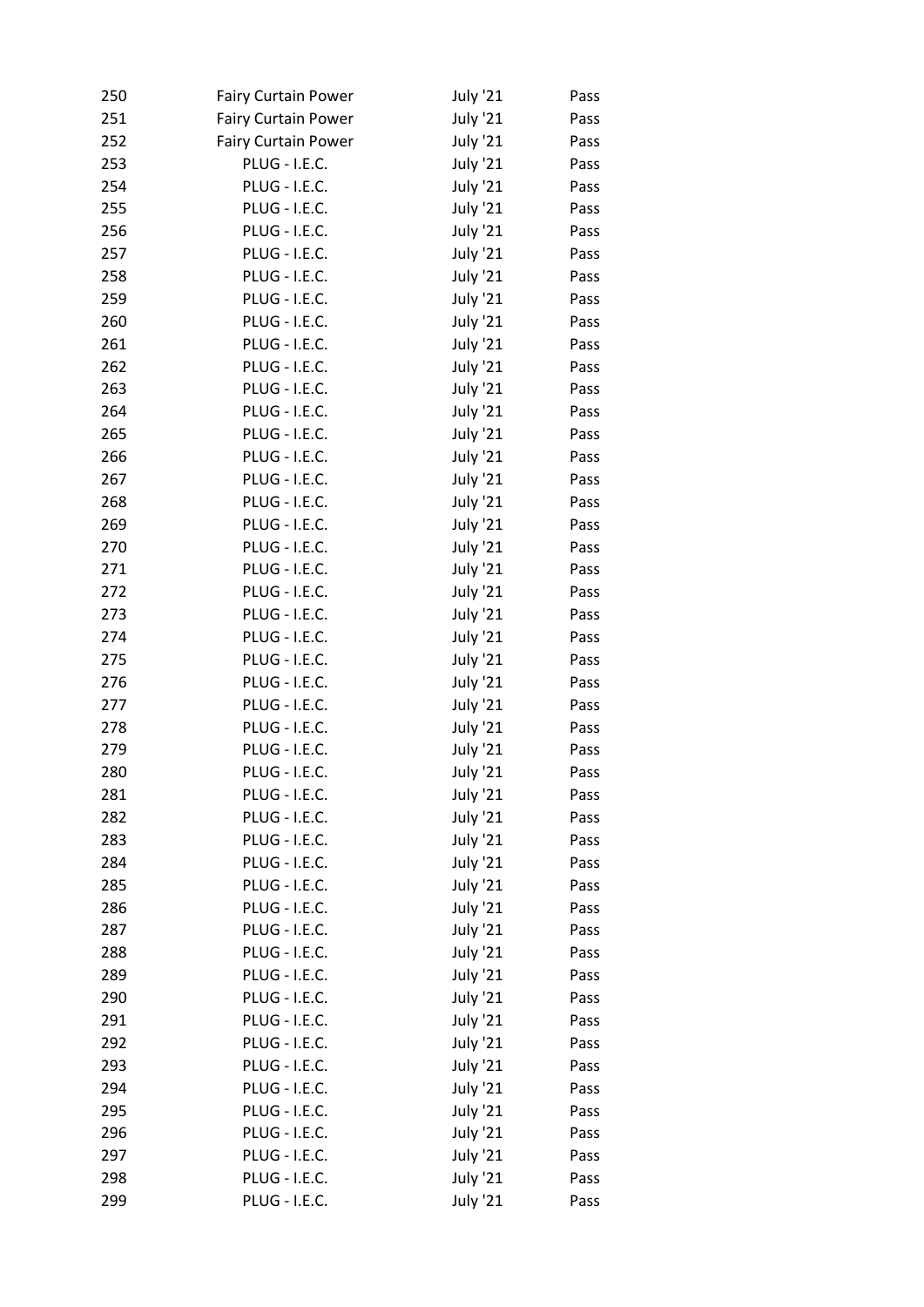| | | | |
|---|---|---|---|
| 250 | Fairy Curtain Power | July '21 | Pass |
| 251 | Fairy Curtain Power | July '21 | Pass |
| 252 | Fairy Curtain Power | July '21 | Pass |
| 253 | PLUG - I.E.C. | July '21 | Pass |
| 254 | PLUG - I.E.C. | July '21 | Pass |
| 255 | PLUG - I.E.C. | July '21 | Pass |
| 256 | PLUG - I.E.C. | July '21 | Pass |
| 257 | PLUG - I.E.C. | July '21 | Pass |
| 258 | PLUG - I.E.C. | July '21 | Pass |
| 259 | PLUG - I.E.C. | July '21 | Pass |
| 260 | PLUG - I.E.C. | July '21 | Pass |
| 261 | PLUG - I.E.C. | July '21 | Pass |
| 262 | PLUG - I.E.C. | July '21 | Pass |
| 263 | PLUG - I.E.C. | July '21 | Pass |
| 264 | PLUG - I.E.C. | July '21 | Pass |
| 265 | PLUG - I.E.C. | July '21 | Pass |
| 266 | PLUG - I.E.C. | July '21 | Pass |
| 267 | PLUG - I.E.C. | July '21 | Pass |
| 268 | PLUG - I.E.C. | July '21 | Pass |
| 269 | PLUG - I.E.C. | July '21 | Pass |
| 270 | PLUG - I.E.C. | July '21 | Pass |
| 271 | PLUG - I.E.C. | July '21 | Pass |
| 272 | PLUG - I.E.C. | July '21 | Pass |
| 273 | PLUG - I.E.C. | July '21 | Pass |
| 274 | PLUG - I.E.C. | July '21 | Pass |
| 275 | PLUG - I.E.C. | July '21 | Pass |
| 276 | PLUG - I.E.C. | July '21 | Pass |
| 277 | PLUG - I.E.C. | July '21 | Pass |
| 278 | PLUG - I.E.C. | July '21 | Pass |
| 279 | PLUG - I.E.C. | July '21 | Pass |
| 280 | PLUG - I.E.C. | July '21 | Pass |
| 281 | PLUG - I.E.C. | July '21 | Pass |
| 282 | PLUG - I.E.C. | July '21 | Pass |
| 283 | PLUG - I.E.C. | July '21 | Pass |
| 284 | PLUG - I.E.C. | July '21 | Pass |
| 285 | PLUG - I.E.C. | July '21 | Pass |
| 286 | PLUG - I.E.C. | July '21 | Pass |
| 287 | PLUG - I.E.C. | July '21 | Pass |
| 288 | PLUG - I.E.C. | July '21 | Pass |
| 289 | PLUG - I.E.C. | July '21 | Pass |
| 290 | PLUG - I.E.C. | July '21 | Pass |
| 291 | PLUG - I.E.C. | July '21 | Pass |
| 292 | PLUG - I.E.C. | July '21 | Pass |
| 293 | PLUG - I.E.C. | July '21 | Pass |
| 294 | PLUG - I.E.C. | July '21 | Pass |
| 295 | PLUG - I.E.C. | July '21 | Pass |
| 296 | PLUG - I.E.C. | July '21 | Pass |
| 297 | PLUG - I.E.C. | July '21 | Pass |
| 298 | PLUG - I.E.C. | July '21 | Pass |
| 299 | PLUG - I.E.C. | July '21 | Pass |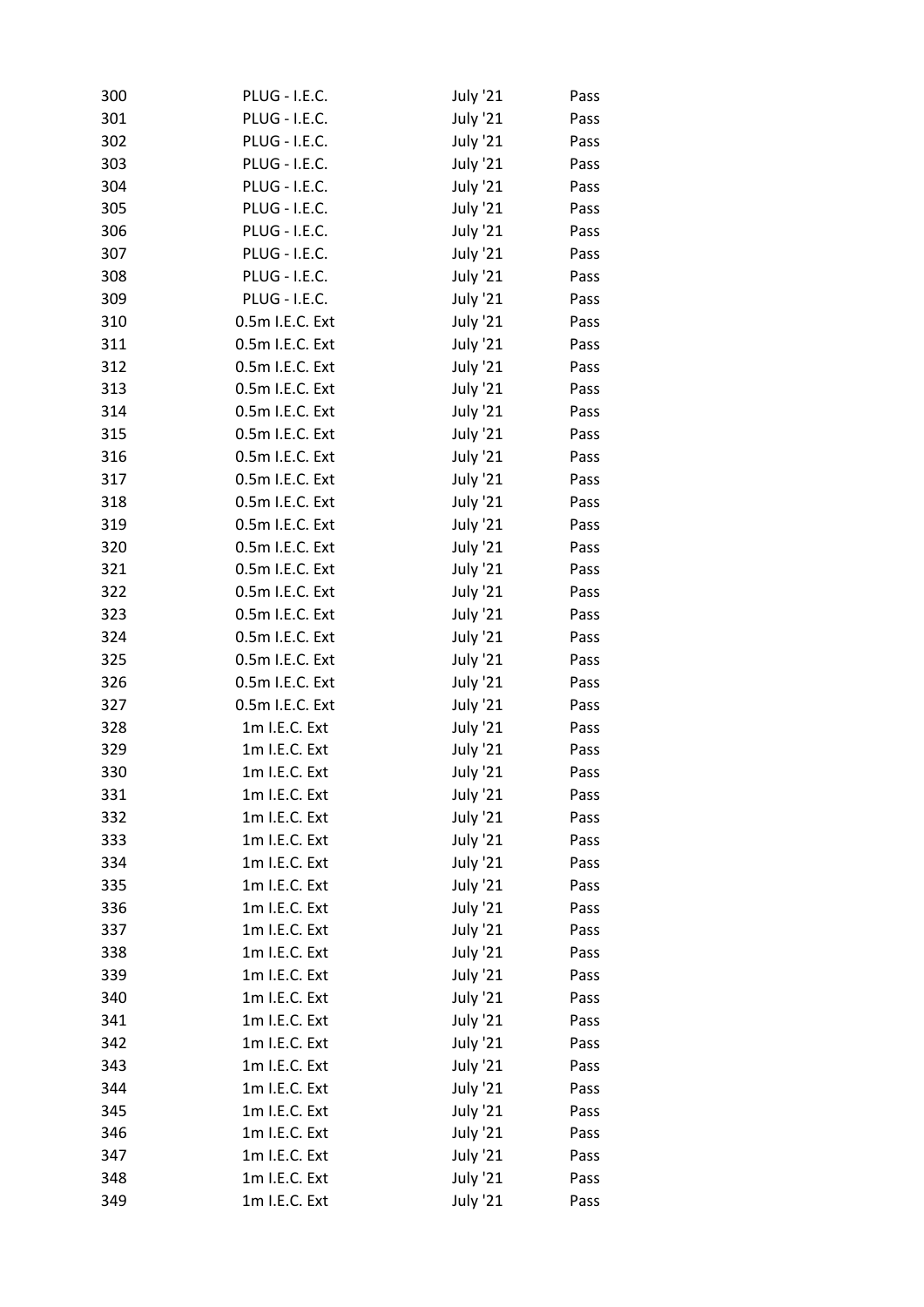| | | | |
|---|---|---|---|
| 300 | PLUG - I.E.C. | July '21 | Pass |
| 301 | PLUG - I.E.C. | July '21 | Pass |
| 302 | PLUG - I.E.C. | July '21 | Pass |
| 303 | PLUG - I.E.C. | July '21 | Pass |
| 304 | PLUG - I.E.C. | July '21 | Pass |
| 305 | PLUG - I.E.C. | July '21 | Pass |
| 306 | PLUG - I.E.C. | July '21 | Pass |
| 307 | PLUG - I.E.C. | July '21 | Pass |
| 308 | PLUG - I.E.C. | July '21 | Pass |
| 309 | PLUG - I.E.C. | July '21 | Pass |
| 310 | 0.5m I.E.C. Ext | July '21 | Pass |
| 311 | 0.5m I.E.C. Ext | July '21 | Pass |
| 312 | 0.5m I.E.C. Ext | July '21 | Pass |
| 313 | 0.5m I.E.C. Ext | July '21 | Pass |
| 314 | 0.5m I.E.C. Ext | July '21 | Pass |
| 315 | 0.5m I.E.C. Ext | July '21 | Pass |
| 316 | 0.5m I.E.C. Ext | July '21 | Pass |
| 317 | 0.5m I.E.C. Ext | July '21 | Pass |
| 318 | 0.5m I.E.C. Ext | July '21 | Pass |
| 319 | 0.5m I.E.C. Ext | July '21 | Pass |
| 320 | 0.5m I.E.C. Ext | July '21 | Pass |
| 321 | 0.5m I.E.C. Ext | July '21 | Pass |
| 322 | 0.5m I.E.C. Ext | July '21 | Pass |
| 323 | 0.5m I.E.C. Ext | July '21 | Pass |
| 324 | 0.5m I.E.C. Ext | July '21 | Pass |
| 325 | 0.5m I.E.C. Ext | July '21 | Pass |
| 326 | 0.5m I.E.C. Ext | July '21 | Pass |
| 327 | 0.5m I.E.C. Ext | July '21 | Pass |
| 328 | 1m I.E.C. Ext | July '21 | Pass |
| 329 | 1m I.E.C. Ext | July '21 | Pass |
| 330 | 1m I.E.C. Ext | July '21 | Pass |
| 331 | 1m I.E.C. Ext | July '21 | Pass |
| 332 | 1m I.E.C. Ext | July '21 | Pass |
| 333 | 1m I.E.C. Ext | July '21 | Pass |
| 334 | 1m I.E.C. Ext | July '21 | Pass |
| 335 | 1m I.E.C. Ext | July '21 | Pass |
| 336 | 1m I.E.C. Ext | July '21 | Pass |
| 337 | 1m I.E.C. Ext | July '21 | Pass |
| 338 | 1m I.E.C. Ext | July '21 | Pass |
| 339 | 1m I.E.C. Ext | July '21 | Pass |
| 340 | 1m I.E.C. Ext | July '21 | Pass |
| 341 | 1m I.E.C. Ext | July '21 | Pass |
| 342 | 1m I.E.C. Ext | July '21 | Pass |
| 343 | 1m I.E.C. Ext | July '21 | Pass |
| 344 | 1m I.E.C. Ext | July '21 | Pass |
| 345 | 1m I.E.C. Ext | July '21 | Pass |
| 346 | 1m I.E.C. Ext | July '21 | Pass |
| 347 | 1m I.E.C. Ext | July '21 | Pass |
| 348 | 1m I.E.C. Ext | July '21 | Pass |
| 349 | 1m I.E.C. Ext | July '21 | Pass |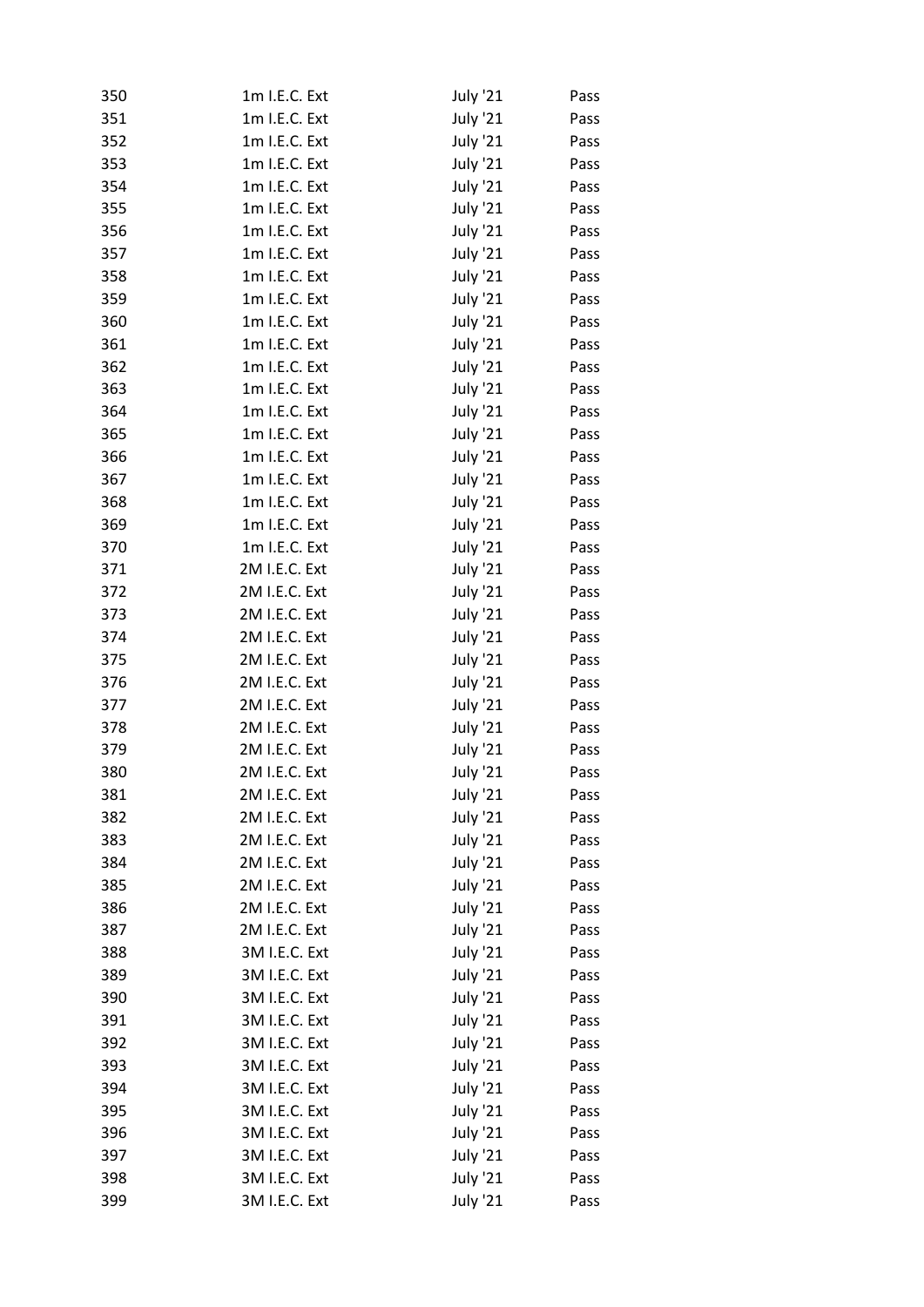| | | | |
|---|---|---|---|
| 350 | 1m I.E.C. Ext | July '21 | Pass |
| 351 | 1m I.E.C. Ext | July '21 | Pass |
| 352 | 1m I.E.C. Ext | July '21 | Pass |
| 353 | 1m I.E.C. Ext | July '21 | Pass |
| 354 | 1m I.E.C. Ext | July '21 | Pass |
| 355 | 1m I.E.C. Ext | July '21 | Pass |
| 356 | 1m I.E.C. Ext | July '21 | Pass |
| 357 | 1m I.E.C. Ext | July '21 | Pass |
| 358 | 1m I.E.C. Ext | July '21 | Pass |
| 359 | 1m I.E.C. Ext | July '21 | Pass |
| 360 | 1m I.E.C. Ext | July '21 | Pass |
| 361 | 1m I.E.C. Ext | July '21 | Pass |
| 362 | 1m I.E.C. Ext | July '21 | Pass |
| 363 | 1m I.E.C. Ext | July '21 | Pass |
| 364 | 1m I.E.C. Ext | July '21 | Pass |
| 365 | 1m I.E.C. Ext | July '21 | Pass |
| 366 | 1m I.E.C. Ext | July '21 | Pass |
| 367 | 1m I.E.C. Ext | July '21 | Pass |
| 368 | 1m I.E.C. Ext | July '21 | Pass |
| 369 | 1m I.E.C. Ext | July '21 | Pass |
| 370 | 1m I.E.C. Ext | July '21 | Pass |
| 371 | 2M I.E.C. Ext | July '21 | Pass |
| 372 | 2M I.E.C. Ext | July '21 | Pass |
| 373 | 2M I.E.C. Ext | July '21 | Pass |
| 374 | 2M I.E.C. Ext | July '21 | Pass |
| 375 | 2M I.E.C. Ext | July '21 | Pass |
| 376 | 2M I.E.C. Ext | July '21 | Pass |
| 377 | 2M I.E.C. Ext | July '21 | Pass |
| 378 | 2M I.E.C. Ext | July '21 | Pass |
| 379 | 2M I.E.C. Ext | July '21 | Pass |
| 380 | 2M I.E.C. Ext | July '21 | Pass |
| 381 | 2M I.E.C. Ext | July '21 | Pass |
| 382 | 2M I.E.C. Ext | July '21 | Pass |
| 383 | 2M I.E.C. Ext | July '21 | Pass |
| 384 | 2M I.E.C. Ext | July '21 | Pass |
| 385 | 2M I.E.C. Ext | July '21 | Pass |
| 386 | 2M I.E.C. Ext | July '21 | Pass |
| 387 | 2M I.E.C. Ext | July '21 | Pass |
| 388 | 3M I.E.C. Ext | July '21 | Pass |
| 389 | 3M I.E.C. Ext | July '21 | Pass |
| 390 | 3M I.E.C. Ext | July '21 | Pass |
| 391 | 3M I.E.C. Ext | July '21 | Pass |
| 392 | 3M I.E.C. Ext | July '21 | Pass |
| 393 | 3M I.E.C. Ext | July '21 | Pass |
| 394 | 3M I.E.C. Ext | July '21 | Pass |
| 395 | 3M I.E.C. Ext | July '21 | Pass |
| 396 | 3M I.E.C. Ext | July '21 | Pass |
| 397 | 3M I.E.C. Ext | July '21 | Pass |
| 398 | 3M I.E.C. Ext | July '21 | Pass |
| 399 | 3M I.E.C. Ext | July '21 | Pass |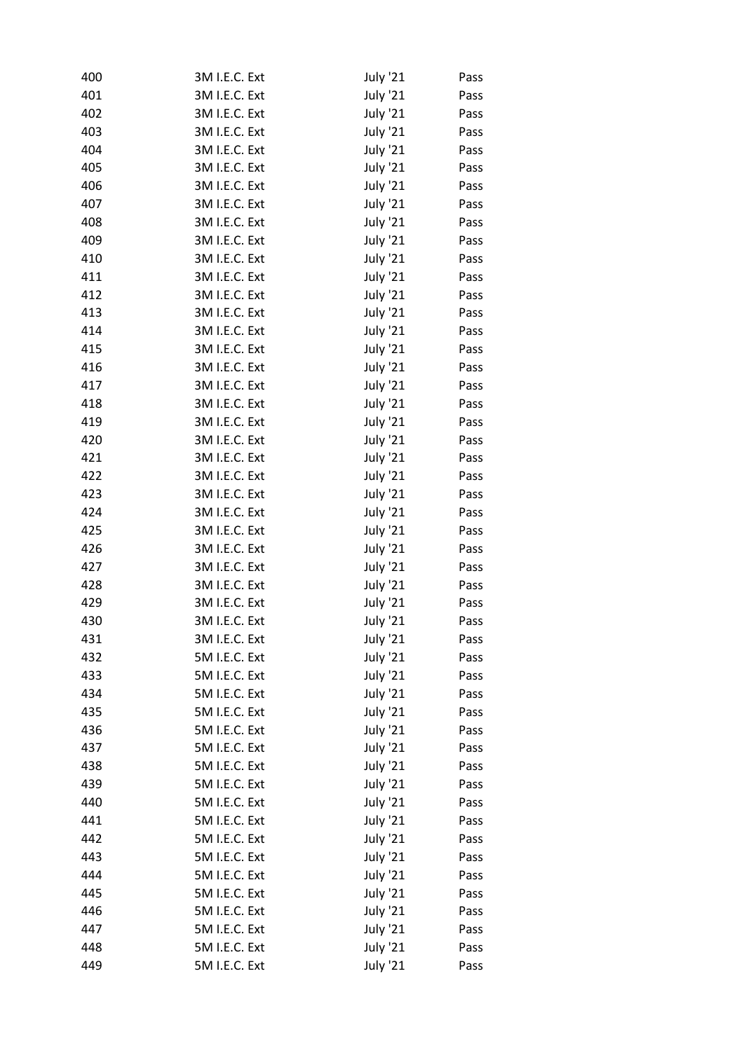| | | | |
|---|---|---|---|
| 400 | 3M I.E.C. Ext | July '21 | Pass |
| 401 | 3M I.E.C. Ext | July '21 | Pass |
| 402 | 3M I.E.C. Ext | July '21 | Pass |
| 403 | 3M I.E.C. Ext | July '21 | Pass |
| 404 | 3M I.E.C. Ext | July '21 | Pass |
| 405 | 3M I.E.C. Ext | July '21 | Pass |
| 406 | 3M I.E.C. Ext | July '21 | Pass |
| 407 | 3M I.E.C. Ext | July '21 | Pass |
| 408 | 3M I.E.C. Ext | July '21 | Pass |
| 409 | 3M I.E.C. Ext | July '21 | Pass |
| 410 | 3M I.E.C. Ext | July '21 | Pass |
| 411 | 3M I.E.C. Ext | July '21 | Pass |
| 412 | 3M I.E.C. Ext | July '21 | Pass |
| 413 | 3M I.E.C. Ext | July '21 | Pass |
| 414 | 3M I.E.C. Ext | July '21 | Pass |
| 415 | 3M I.E.C. Ext | July '21 | Pass |
| 416 | 3M I.E.C. Ext | July '21 | Pass |
| 417 | 3M I.E.C. Ext | July '21 | Pass |
| 418 | 3M I.E.C. Ext | July '21 | Pass |
| 419 | 3M I.E.C. Ext | July '21 | Pass |
| 420 | 3M I.E.C. Ext | July '21 | Pass |
| 421 | 3M I.E.C. Ext | July '21 | Pass |
| 422 | 3M I.E.C. Ext | July '21 | Pass |
| 423 | 3M I.E.C. Ext | July '21 | Pass |
| 424 | 3M I.E.C. Ext | July '21 | Pass |
| 425 | 3M I.E.C. Ext | July '21 | Pass |
| 426 | 3M I.E.C. Ext | July '21 | Pass |
| 427 | 3M I.E.C. Ext | July '21 | Pass |
| 428 | 3M I.E.C. Ext | July '21 | Pass |
| 429 | 3M I.E.C. Ext | July '21 | Pass |
| 430 | 3M I.E.C. Ext | July '21 | Pass |
| 431 | 3M I.E.C. Ext | July '21 | Pass |
| 432 | 5M I.E.C. Ext | July '21 | Pass |
| 433 | 5M I.E.C. Ext | July '21 | Pass |
| 434 | 5M I.E.C. Ext | July '21 | Pass |
| 435 | 5M I.E.C. Ext | July '21 | Pass |
| 436 | 5M I.E.C. Ext | July '21 | Pass |
| 437 | 5M I.E.C. Ext | July '21 | Pass |
| 438 | 5M I.E.C. Ext | July '21 | Pass |
| 439 | 5M I.E.C. Ext | July '21 | Pass |
| 440 | 5M I.E.C. Ext | July '21 | Pass |
| 441 | 5M I.E.C. Ext | July '21 | Pass |
| 442 | 5M I.E.C. Ext | July '21 | Pass |
| 443 | 5M I.E.C. Ext | July '21 | Pass |
| 444 | 5M I.E.C. Ext | July '21 | Pass |
| 445 | 5M I.E.C. Ext | July '21 | Pass |
| 446 | 5M I.E.C. Ext | July '21 | Pass |
| 447 | 5M I.E.C. Ext | July '21 | Pass |
| 448 | 5M I.E.C. Ext | July '21 | Pass |
| 449 | 5M I.E.C. Ext | July '21 | Pass |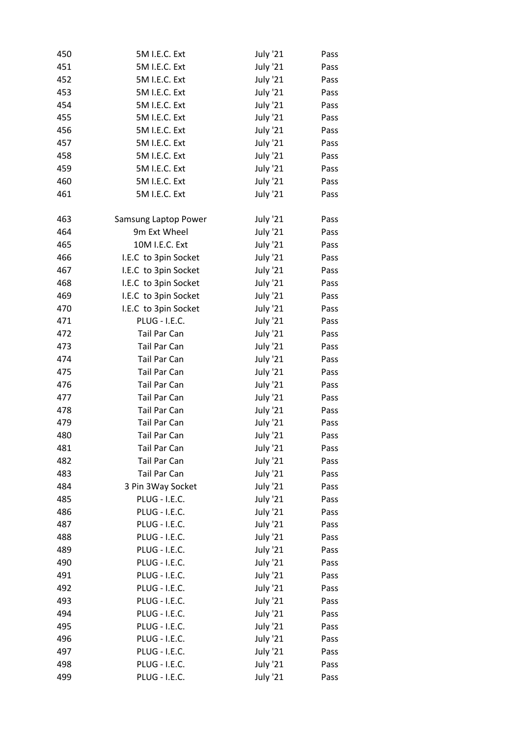| | | | |
|---|---|---|---|
| 450 | 5M I.E.C. Ext | July '21 | Pass |
| 451 | 5M I.E.C. Ext | July '21 | Pass |
| 452 | 5M I.E.C. Ext | July '21 | Pass |
| 453 | 5M I.E.C. Ext | July '21 | Pass |
| 454 | 5M I.E.C. Ext | July '21 | Pass |
| 455 | 5M I.E.C. Ext | July '21 | Pass |
| 456 | 5M I.E.C. Ext | July '21 | Pass |
| 457 | 5M I.E.C. Ext | July '21 | Pass |
| 458 | 5M I.E.C. Ext | July '21 | Pass |
| 459 | 5M I.E.C. Ext | July '21 | Pass |
| 460 | 5M I.E.C. Ext | July '21 | Pass |
| 461 | 5M I.E.C. Ext | July '21 | Pass |
| | | | |
| 463 | Samsung Laptop Power | July '21 | Pass |
| 464 | 9m Ext Wheel | July '21 | Pass |
| 465 | 10M I.E.C. Ext | July '21 | Pass |
| 466 | I.E.C to 3pin Socket | July '21 | Pass |
| 467 | I.E.C to 3pin Socket | July '21 | Pass |
| 468 | I.E.C to 3pin Socket | July '21 | Pass |
| 469 | I.E.C to 3pin Socket | July '21 | Pass |
| 470 | I.E.C to 3pin Socket | July '21 | Pass |
| 471 | PLUG - I.E.C. | July '21 | Pass |
| 472 | Tail Par Can | July '21 | Pass |
| 473 | Tail Par Can | July '21 | Pass |
| 474 | Tail Par Can | July '21 | Pass |
| 475 | Tail Par Can | July '21 | Pass |
| 476 | Tail Par Can | July '21 | Pass |
| 477 | Tail Par Can | July '21 | Pass |
| 478 | Tail Par Can | July '21 | Pass |
| 479 | Tail Par Can | July '21 | Pass |
| 480 | Tail Par Can | July '21 | Pass |
| 481 | Tail Par Can | July '21 | Pass |
| 482 | Tail Par Can | July '21 | Pass |
| 483 | Tail Par Can | July '21 | Pass |
| 484 | 3 Pin 3Way Socket | July '21 | Pass |
| 485 | PLUG - I.E.C. | July '21 | Pass |
| 486 | PLUG - I.E.C. | July '21 | Pass |
| 487 | PLUG - I.E.C. | July '21 | Pass |
| 488 | PLUG - I.E.C. | July '21 | Pass |
| 489 | PLUG - I.E.C. | July '21 | Pass |
| 490 | PLUG - I.E.C. | July '21 | Pass |
| 491 | PLUG - I.E.C. | July '21 | Pass |
| 492 | PLUG - I.E.C. | July '21 | Pass |
| 493 | PLUG - I.E.C. | July '21 | Pass |
| 494 | PLUG - I.E.C. | July '21 | Pass |
| 495 | PLUG - I.E.C. | July '21 | Pass |
| 496 | PLUG - I.E.C. | July '21 | Pass |
| 497 | PLUG - I.E.C. | July '21 | Pass |
| 498 | PLUG - I.E.C. | July '21 | Pass |
| 499 | PLUG - I.E.C. | July '21 | Pass |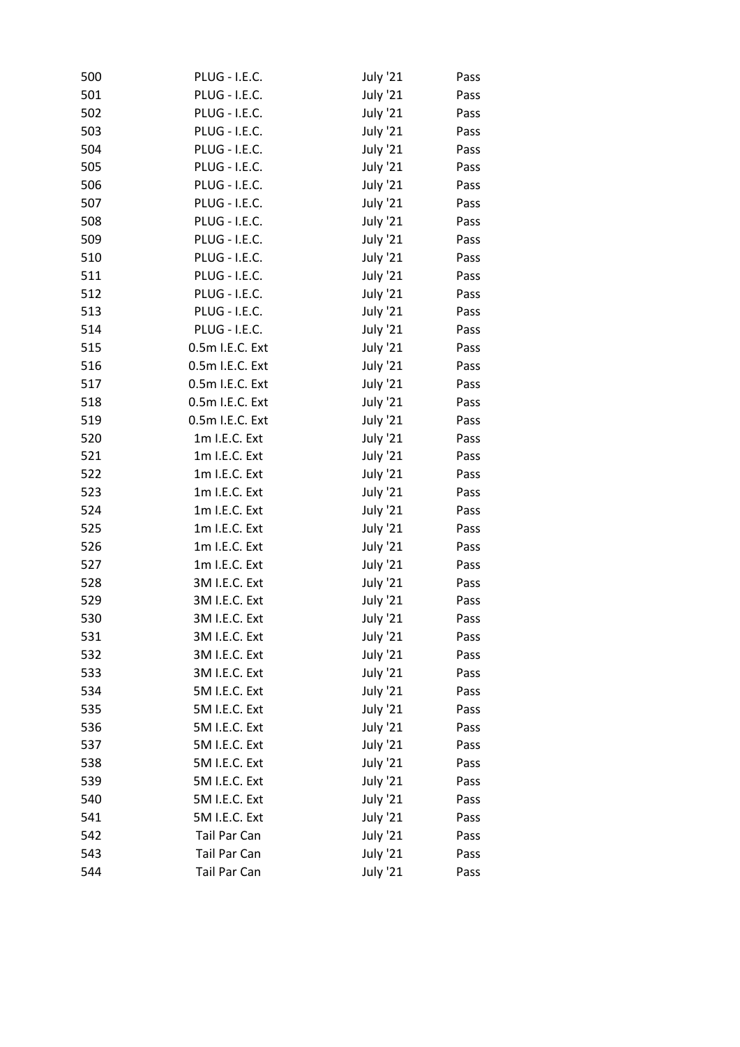| | | | |
|---|---|---|---|
| 500 | PLUG - I.E.C. | July '21 | Pass |
| 501 | PLUG - I.E.C. | July '21 | Pass |
| 502 | PLUG - I.E.C. | July '21 | Pass |
| 503 | PLUG - I.E.C. | July '21 | Pass |
| 504 | PLUG - I.E.C. | July '21 | Pass |
| 505 | PLUG - I.E.C. | July '21 | Pass |
| 506 | PLUG - I.E.C. | July '21 | Pass |
| 507 | PLUG - I.E.C. | July '21 | Pass |
| 508 | PLUG - I.E.C. | July '21 | Pass |
| 509 | PLUG - I.E.C. | July '21 | Pass |
| 510 | PLUG - I.E.C. | July '21 | Pass |
| 511 | PLUG - I.E.C. | July '21 | Pass |
| 512 | PLUG - I.E.C. | July '21 | Pass |
| 513 | PLUG - I.E.C. | July '21 | Pass |
| 514 | PLUG - I.E.C. | July '21 | Pass |
| 515 | 0.5m I.E.C. Ext | July '21 | Pass |
| 516 | 0.5m I.E.C. Ext | July '21 | Pass |
| 517 | 0.5m I.E.C. Ext | July '21 | Pass |
| 518 | 0.5m I.E.C. Ext | July '21 | Pass |
| 519 | 0.5m I.E.C. Ext | July '21 | Pass |
| 520 | 1m I.E.C. Ext | July '21 | Pass |
| 521 | 1m I.E.C. Ext | July '21 | Pass |
| 522 | 1m I.E.C. Ext | July '21 | Pass |
| 523 | 1m I.E.C. Ext | July '21 | Pass |
| 524 | 1m I.E.C. Ext | July '21 | Pass |
| 525 | 1m I.E.C. Ext | July '21 | Pass |
| 526 | 1m I.E.C. Ext | July '21 | Pass |
| 527 | 1m I.E.C. Ext | July '21 | Pass |
| 528 | 3M I.E.C. Ext | July '21 | Pass |
| 529 | 3M I.E.C. Ext | July '21 | Pass |
| 530 | 3M I.E.C. Ext | July '21 | Pass |
| 531 | 3M I.E.C. Ext | July '21 | Pass |
| 532 | 3M I.E.C. Ext | July '21 | Pass |
| 533 | 3M I.E.C. Ext | July '21 | Pass |
| 534 | 5M I.E.C. Ext | July '21 | Pass |
| 535 | 5M I.E.C. Ext | July '21 | Pass |
| 536 | 5M I.E.C. Ext | July '21 | Pass |
| 537 | 5M I.E.C. Ext | July '21 | Pass |
| 538 | 5M I.E.C. Ext | July '21 | Pass |
| 539 | 5M I.E.C. Ext | July '21 | Pass |
| 540 | 5M I.E.C. Ext | July '21 | Pass |
| 541 | 5M I.E.C. Ext | July '21 | Pass |
| 542 | Tail Par Can | July '21 | Pass |
| 543 | Tail Par Can | July '21 | Pass |
| 544 | Tail Par Can | July '21 | Pass |